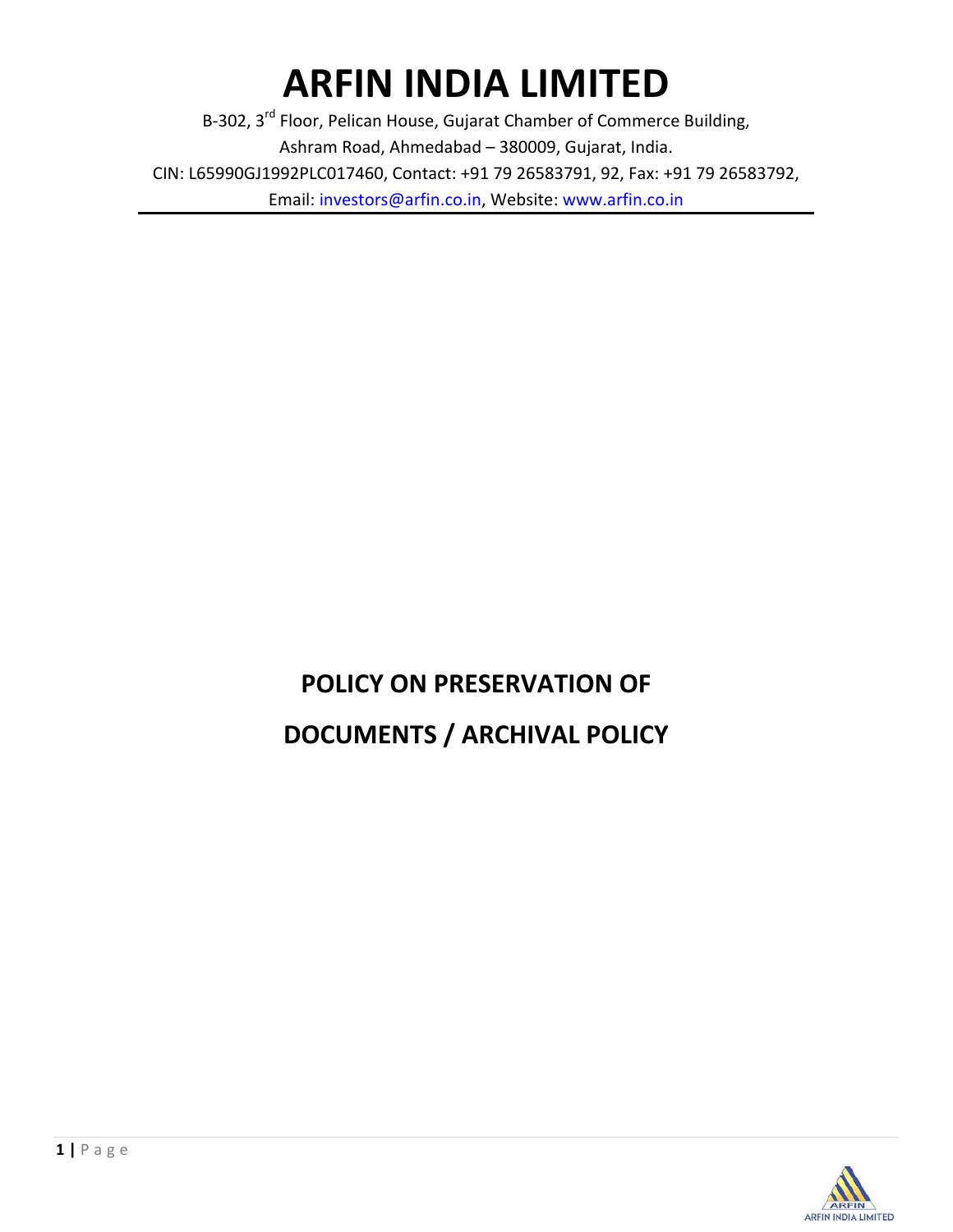# ARFIN INDIA LIMITED

B-302, 3rd Floor, Pelican House, Gujarat Chamber of Commerce Building,
Ashram Road, Ahmedabad – 380009, Gujarat, India.
CIN: L65990GJ1992PLC017460, Contact: +91 79 26583791, 92, Fax: +91 79 26583792,
Email: investors@arfin.co.in, Website: www.arfin.co.in

## POLICY ON PRESERVATION OF DOCUMENTS / ARCHIVAL POLICY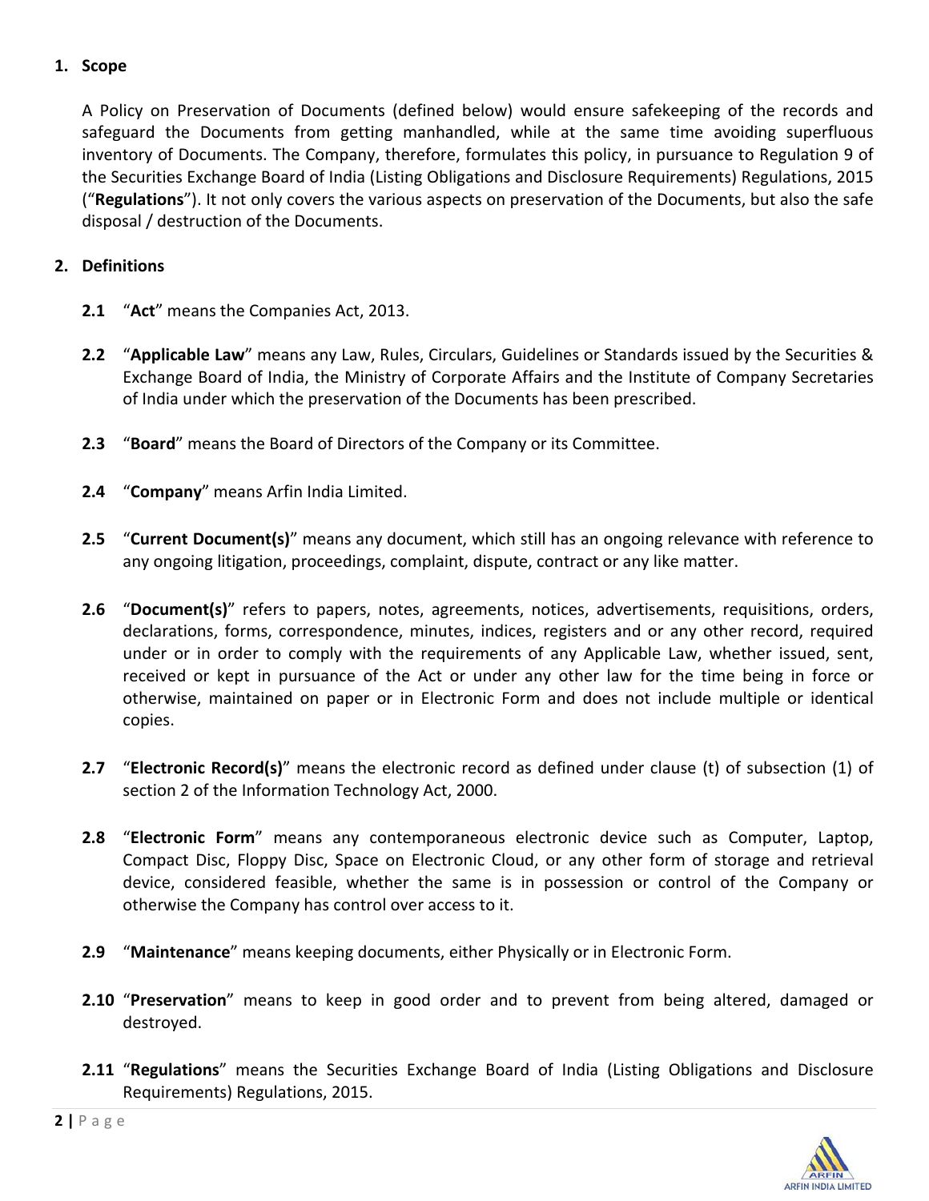## 1. Scope

A Policy on Preservation of Documents (defined below) would ensure safekeeping of the records and safeguard the Documents from getting manhandled, while at the same time avoiding superfluous inventory of Documents. The Company, therefore, formulates this policy, in pursuance to Regulation 9 of the Securities Exchange Board of India (Listing Obligations and Disclosure Requirements) Regulations, 2015 ("**Regulations**"). It not only covers the various aspects on preservation of the Documents, but also the safe disposal / destruction of the Documents.

## 2. Definitions

**2.1** "**Act**" means the Companies Act, 2013.

**2.2** "**Applicable Law**" means any Law, Rules, Circulars, Guidelines or Standards issued by the Securities & Exchange Board of India, the Ministry of Corporate Affairs and the Institute of Company Secretaries of India under which the preservation of the Documents has been prescribed.

**2.3** "**Board**" means the Board of Directors of the Company or its Committee.

**2.4** "**Company**" means Arfin India Limited.

**2.5** "**Current Document(s)**" means any document, which still has an ongoing relevance with reference to any ongoing litigation, proceedings, complaint, dispute, contract or any like matter.

**2.6** "**Document(s)**" refers to papers, notes, agreements, notices, advertisements, requisitions, orders, declarations, forms, correspondence, minutes, indices, registers and or any other record, required under or in order to comply with the requirements of any Applicable Law, whether issued, sent, received or kept in pursuance of the Act or under any other law for the time being in force or otherwise, maintained on paper or in Electronic Form and does not include multiple or identical copies.

**2.7** "**Electronic Record(s)**" means the electronic record as defined under clause (t) of subsection (1) of section 2 of the Information Technology Act, 2000.

**2.8** "**Electronic Form**" means any contemporaneous electronic device such as Computer, Laptop, Compact Disc, Floppy Disc, Space on Electronic Cloud, or any other form of storage and retrieval device, considered feasible, whether the same is in possession or control of the Company or otherwise the Company has control over access to it.

**2.9** "**Maintenance**" means keeping documents, either Physically or in Electronic Form.

**2.10** "**Preservation**" means to keep in good order and to prevent from being altered, damaged or destroyed.

**2.11** "**Regulations**" means the Securities Exchange Board of India (Listing Obligations and Disclosure Requirements) Regulations, 2015.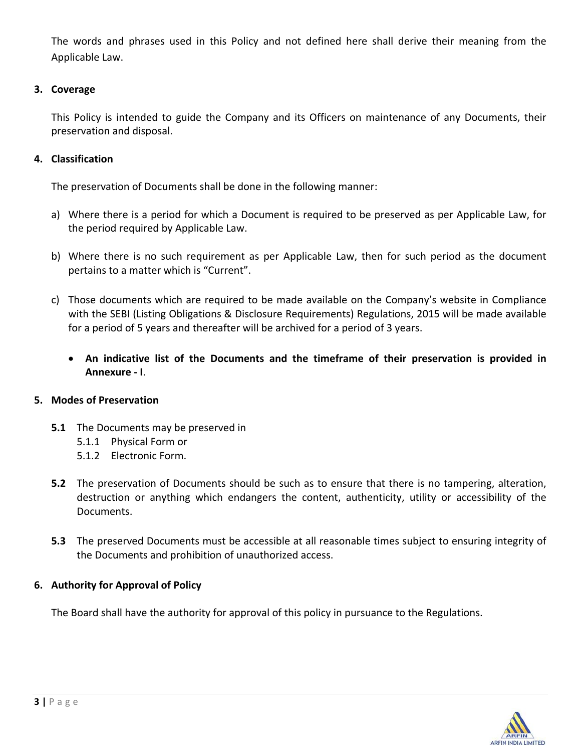The words and phrases used in this Policy and not defined here shall derive their meaning from the Applicable Law.

## 3. Coverage

This Policy is intended to guide the Company and its Officers on maintenance of any Documents, their preservation and disposal.

## 4. Classification

The preservation of Documents shall be done in the following manner:

a) Where there is a period for which a Document is required to be preserved as per Applicable Law, for the period required by Applicable Law.

b) Where there is no such requirement as per Applicable Law, then for such period as the document pertains to a matter which is "Current".

c) Those documents which are required to be made available on the Company's website in Compliance with the SEBI (Listing Obligations & Disclosure Requirements) Regulations, 2015 will be made available for a period of 5 years and thereafter will be archived for a period of 3 years.

- **An indicative list of the Documents and the timeframe of their preservation is provided in Annexure - I**.

## 5. Modes of Preservation

**5.1** The Documents may be preserved in
- 5.1.1 Physical Form or
- 5.1.2 Electronic Form.

**5.2** The preservation of Documents should be such as to ensure that there is no tampering, alteration, destruction or anything which endangers the content, authenticity, utility or accessibility of the Documents.

**5.3** The preserved Documents must be accessible at all reasonable times subject to ensuring integrity of the Documents and prohibition of unauthorized access.

## 6. Authority for Approval of Policy

The Board shall have the authority for approval of this policy in pursuance to the Regulations.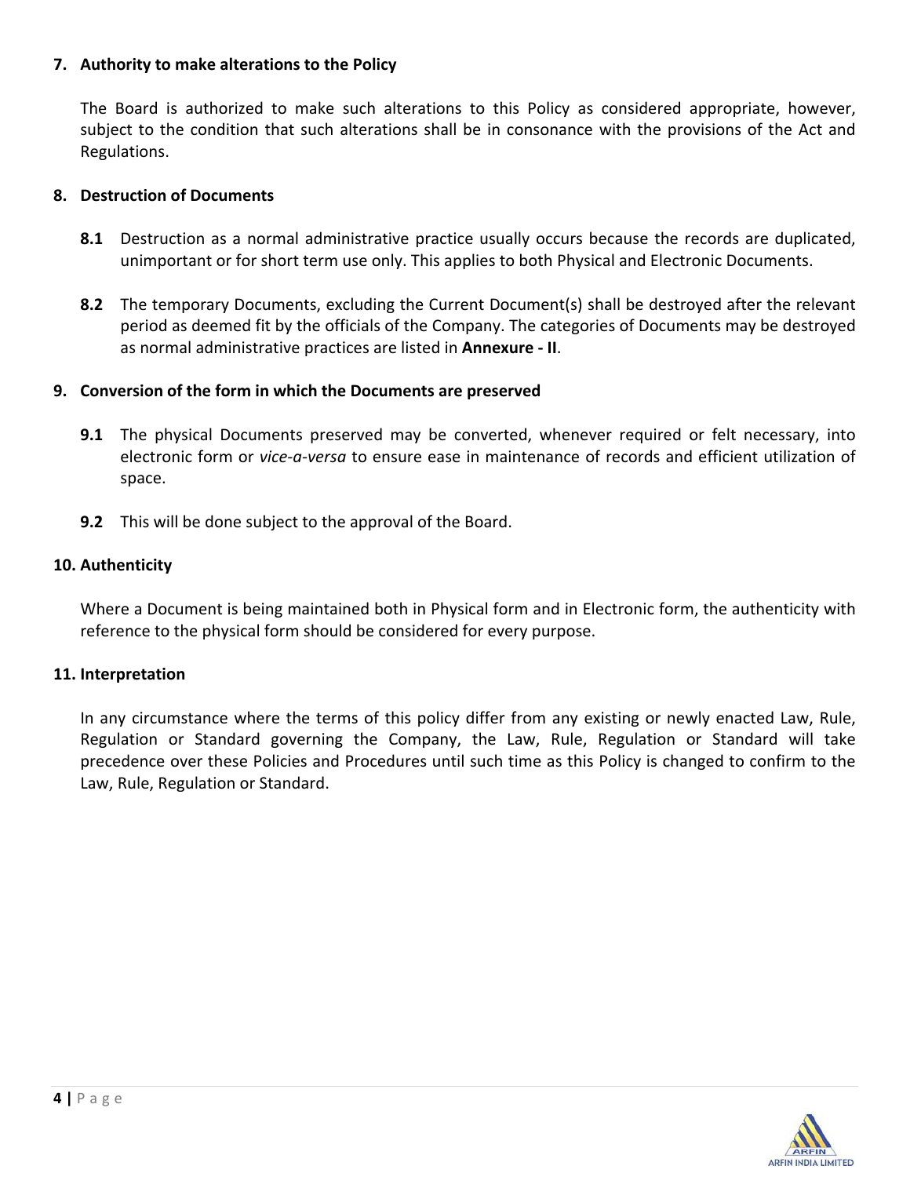## 7. Authority to make alterations to the Policy

The Board is authorized to make such alterations to this Policy as considered appropriate, however, subject to the condition that such alterations shall be in consonance with the provisions of the Act and Regulations.

## 8. Destruction of Documents

**8.1** Destruction as a normal administrative practice usually occurs because the records are duplicated, unimportant or for short term use only. This applies to both Physical and Electronic Documents.

**8.2** The temporary Documents, excluding the Current Document(s) shall be destroyed after the relevant period as deemed fit by the officials of the Company. The categories of Documents may be destroyed as normal administrative practices are listed in **Annexure - II**.

## 9. Conversion of the form in which the Documents are preserved

**9.1** The physical Documents preserved may be converted, whenever required or felt necessary, into electronic form or *vice-a-versa* to ensure ease in maintenance of records and efficient utilization of space.

**9.2** This will be done subject to the approval of the Board.

## 10. Authenticity

Where a Document is being maintained both in Physical form and in Electronic form, the authenticity with reference to the physical form should be considered for every purpose.

## 11. Interpretation

In any circumstance where the terms of this policy differ from any existing or newly enacted Law, Rule, Regulation or Standard governing the Company, the Law, Rule, Regulation or Standard will take precedence over these Policies and Procedures until such time as this Policy is changed to confirm to the Law, Rule, Regulation or Standard.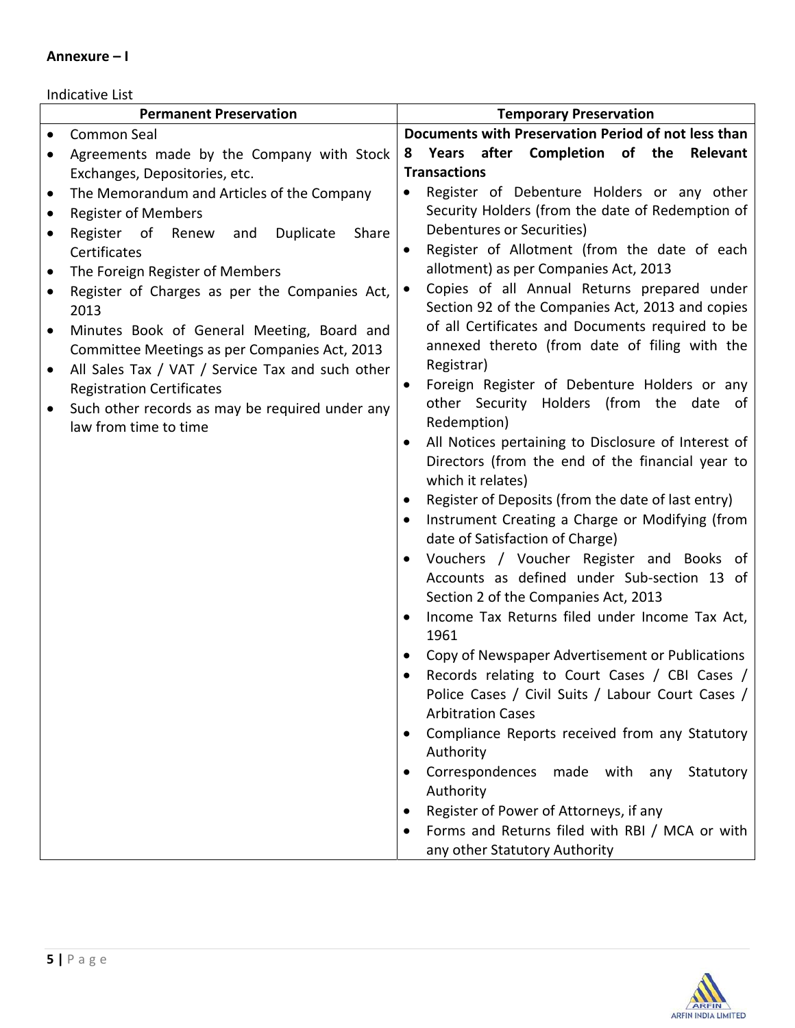**Annexure – I**

Indicative List

| Permanent Preservation | Temporary Preservation |
|---|---|
| • Common Seal<br>• Agreements made by the Company with Stock Exchanges, Depositories, etc.<br>• The Memorandum and Articles of the Company<br>• Register of Members<br>• Register of Renew and Duplicate Share Certificates<br>• The Foreign Register of Members<br>• Register of Charges as per the Companies Act, 2013<br>• Minutes Book of General Meeting, Board and Committee Meetings as per Companies Act, 2013<br>• All Sales Tax / VAT / Service Tax and such other Registration Certificates<br>• Such other records as may be required under any law from time to time | **Documents with Preservation Period of not less than 8 Years after Completion of the Relevant Transactions**<br>• Register of Debenture Holders or any other Security Holders (from the date of Redemption of Debentures or Securities)<br>• Register of Allotment (from the date of each allotment) as per Companies Act, 2013<br>• Copies of all Annual Returns prepared under Section 92 of the Companies Act, 2013 and copies of all Certificates and Documents required to be annexed thereto (from date of filing with the Registrar)<br>• Foreign Register of Debenture Holders or any other Security Holders (from the date of Redemption)<br>• All Notices pertaining to Disclosure of Interest of Directors (from the end of the financial year to which it relates)<br>• Register of Deposits (from the date of last entry)<br>• Instrument Creating a Charge or Modifying (from date of Satisfaction of Charge)<br>• Vouchers / Voucher Register and Books of Accounts as defined under Sub-section 13 of Section 2 of the Companies Act, 2013<br>• Income Tax Returns filed under Income Tax Act, 1961<br>• Copy of Newspaper Advertisement or Publications<br>• Records relating to Court Cases / CBI Cases / Police Cases / Civil Suits / Labour Court Cases / Arbitration Cases<br>• Compliance Reports received from any Statutory Authority<br>• Correspondences made with any Statutory Authority<br>• Register of Power of Attorneys, if any<br>• Forms and Returns filed with RBI / MCA or with any other Statutory Authority |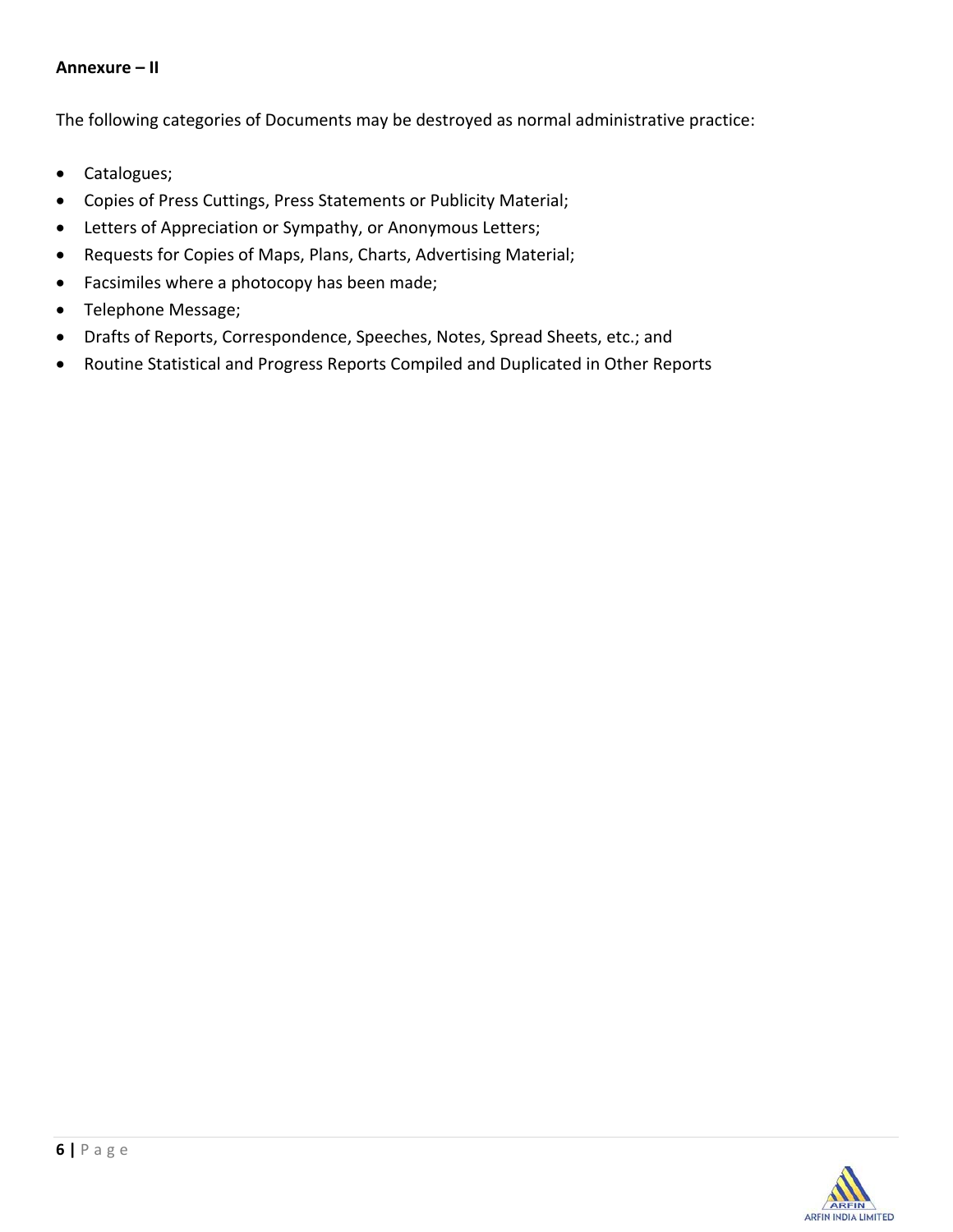**Annexure – II**

The following categories of Documents may be destroyed as normal administrative practice:

- Catalogues;
- Copies of Press Cuttings, Press Statements or Publicity Material;
- Letters of Appreciation or Sympathy, or Anonymous Letters;
- Requests for Copies of Maps, Plans, Charts, Advertising Material;
- Facsimiles where a photocopy has been made;
- Telephone Message;
- Drafts of Reports, Correspondence, Speeches, Notes, Spread Sheets, etc.; and
- Routine Statistical and Progress Reports Compiled and Duplicated in Other Reports